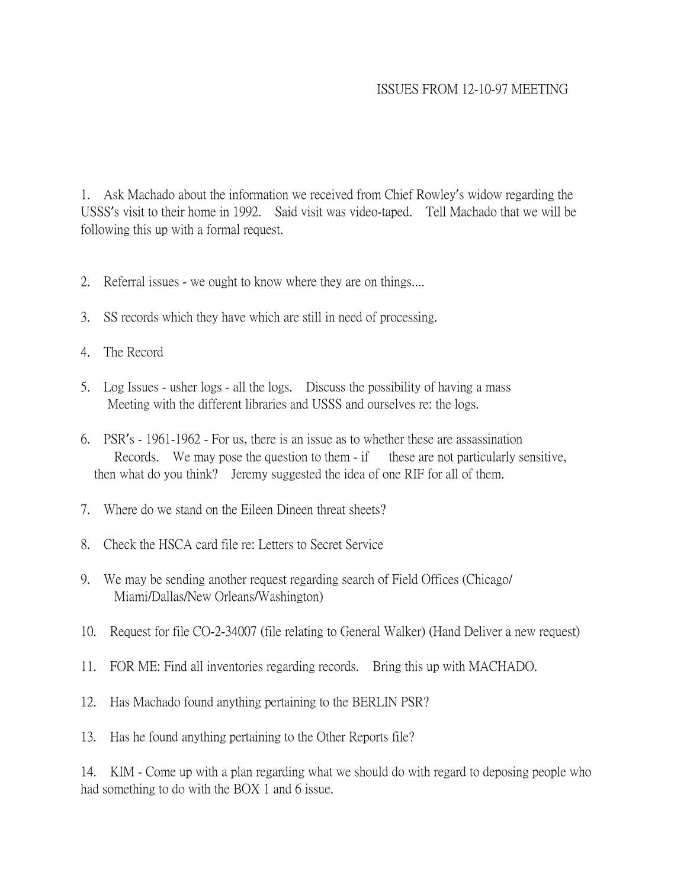# ISSUES FROM 12-10-97 MEETING

1. Ask Machado about the information we received from Chief Rowley's widow regarding the USSS's visit to their home in 1992. Said visit was video-taped. Tell Machado that we will be following this up with a formal request.

2. Referral issues - we ought to know where they are on things....

3. SS records which they have which are still in need of processing.

4. The Record

5. Log Issues - usher logs - all the logs. Discuss the possibility of having a mass Meeting with the different libraries and USSS and ourselves re: the logs.

6. PSR's - 1961-1962 - For us, there is an issue as to whether these are assassination Records. We may pose the question to them - if these are not particularly sensitive, then what do you think? Jeremy suggested the idea of one RIF for all of them.

7. Where do we stand on the Eileen Dineen threat sheets?

8. Check the HSCA card file re: Letters to Secret Service

9. We may be sending another request regarding search of Field Offices (Chicago/ Miami/Dallas/New Orleans/Washington)

10. Request for file CO-2-34007 (file relating to General Walker) (Hand Deliver a new request)

11. FOR ME: Find all inventories regarding records. Bring this up with MACHADO.

12. Has Machado found anything pertaining to the BERLIN PSR?

13. Has he found anything pertaining to the Other Reports file?

14. KIM - Come up with a plan regarding what we should do with regard to deposing people who had something to do with the BOX 1 and 6 issue.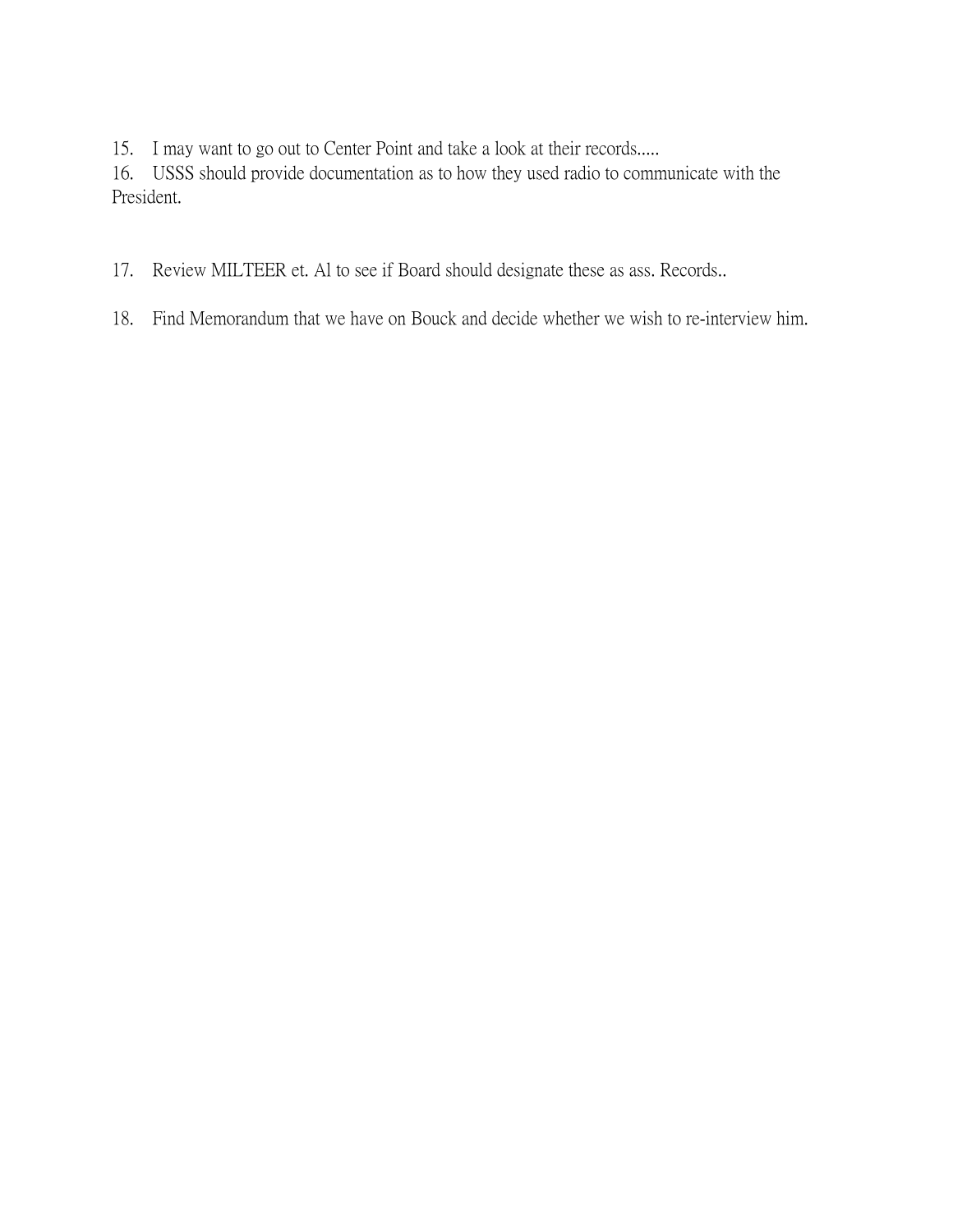15. I may want to go out to Center Point and take a look at their records.....

16. USSS should provide documentation as to how they used radio to communicate with the President.

17. Review MILTEER et. Al to see if Board should designate these as ass. Records..

18. Find Memorandum that we have on Bouck and decide whether we wish to re-interview him.